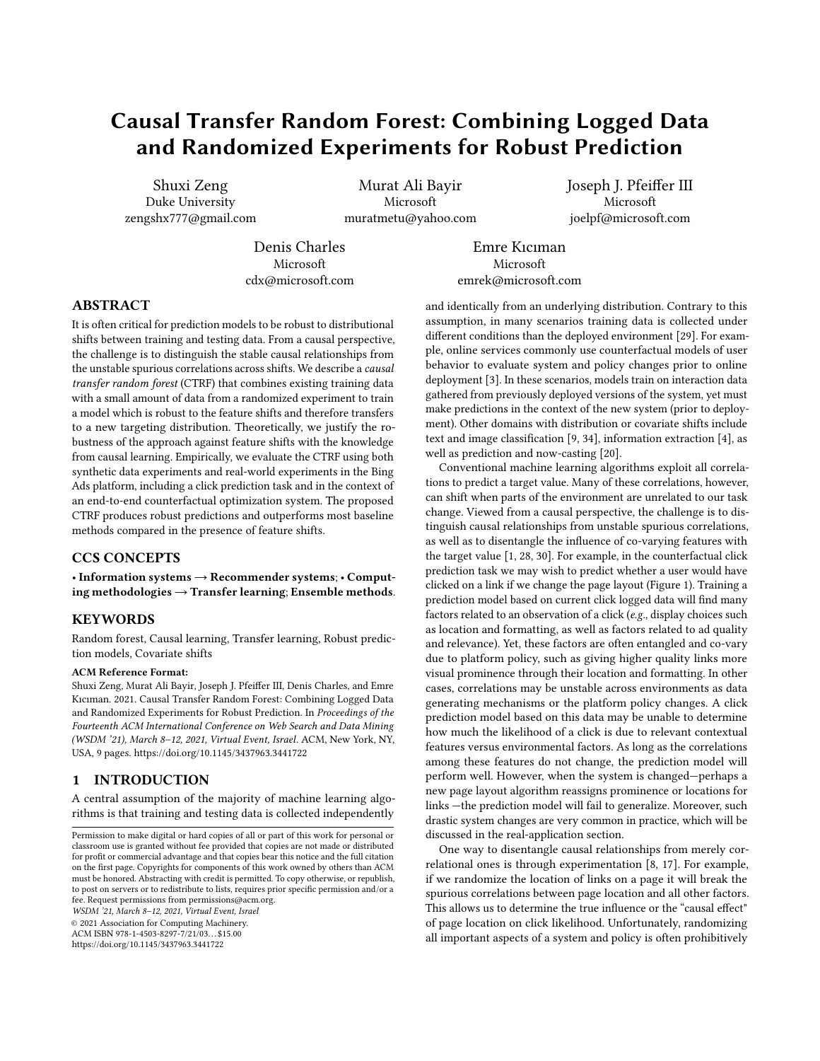# Causal Transfer Random Forest: Combining Logged Data and Randomized Experiments for Robust Prediction

Shuxi Zeng
Duke University
zengshx777@gmail.com

Murat Ali Bayir
Microsoft
muratmetu@yahoo.com

Joseph J. Pfeiffer III
Microsoft
joelpf@microsoft.com

Denis Charles
Microsoft
cdx@microsoft.com

Emre Kıcıman
Microsoft
emrek@microsoft.com

## ABSTRACT

It is often critical for prediction models to be robust to distributional shifts between training and testing data. From a causal perspective, the challenge is to distinguish the stable causal relationships from the unstable spurious correlations across shifts. We describe a *causal transfer random forest* (CTRF) that combines existing training data with a small amount of data from a randomized experiment to train a model which is robust to the feature shifts and therefore transfers to a new targeting distribution. Theoretically, we justify the robustness of the approach against feature shifts with the knowledge from causal learning. Empirically, we evaluate the CTRF using both synthetic data experiments and real-world experiments in the Bing Ads platform, including a click prediction task and in the context of an end-to-end counterfactual optimization system. The proposed CTRF produces robust predictions and outperforms most baseline methods compared in the presence of feature shifts.

## CCS CONCEPTS

• **Information systems → Recommender systems**; • **Computing methodologies → Transfer learning**; **Ensemble methods**.

## KEYWORDS

Random forest, Causal learning, Transfer learning, Robust prediction models, Covariate shifts

**ACM Reference Format:**
Shuxi Zeng, Murat Ali Bayir, Joseph J. Pfeiffer III, Denis Charles, and Emre Kıcıman. 2021. Causal Transfer Random Forest: Combining Logged Data and Randomized Experiments for Robust Prediction. In *Proceedings of the Fourteenth ACM International Conference on Web Search and Data Mining (WSDM '21), March 8–12, 2021, Virtual Event, Israel*. ACM, New York, NY, USA, 9 pages. https://doi.org/10.1145/3437963.3441722

## 1 INTRODUCTION

A central assumption of the majority of machine learning algorithms is that training and testing data is collected independently and identically from an underlying distribution. Contrary to this assumption, in many scenarios training data is collected under different conditions than the deployed environment [29]. For example, online services commonly use counterfactual models of user behavior to evaluate system and policy changes prior to online deployment [3]. In these scenarios, models train on interaction data gathered from previously deployed versions of the system, yet must make predictions in the context of the new system (prior to deployment). Other domains with distribution or covariate shifts include text and image classification [9, 34], information extraction [4], as well as prediction and now-casting [20].

Conventional machine learning algorithms exploit all correlations to predict a target value. Many of these correlations, however, can shift when parts of the environment are unrelated to our task change. Viewed from a causal perspective, the challenge is to distinguish causal relationships from unstable spurious correlations, as well as to disentangle the influence of co-varying features with the target value [1, 28, 30]. For example, in the counterfactual click prediction task we may wish to predict whether a user would have clicked on a link if we change the page layout (Figure 1). Training a prediction model based on current click logged data will find many factors related to an observation of a click (*e.g.*, display choices such as location and formatting, as well as factors related to ad quality and relevance). Yet, these factors are often entangled and co-vary due to platform policy, such as giving higher quality links more visual prominence through their location and formatting. In other cases, correlations may be unstable across environments as data generating mechanisms or the platform policy changes. A click prediction model based on this data may be unable to determine how much the likelihood of a click is due to relevant contextual features versus environmental factors. As long as the correlations among these features do not change, the prediction model will perform well. However, when the system is changed—perhaps a new page layout algorithm reassigns prominence or locations for links —the prediction model will fail to generalize. Moreover, such drastic system changes are very common in practice, which will be discussed in the real-application section.

One way to disentangle causal relationships from merely correlational ones is through experimentation [8, 17]. For example, if we randomize the location of links on a page it will break the spurious correlations between page location and all other factors. This allows us to determine the true influence or the "causal effect" of page location on click likelihood. Unfortunately, randomizing all important aspects of a system and policy is often prohibitively

Permission to make digital or hard copies of all or part of this work for personal or classroom use is granted without fee provided that copies are not made or distributed for profit or commercial advantage and that copies bear this notice and the full citation on the first page. Copyrights for components of this work owned by others than ACM must be honored. Abstracting with credit is permitted. To copy otherwise, or republish, to post on servers or to redistribute to lists, requires prior specific permission and/or a fee. Request permissions from permissions@acm.org.
*WSDM '21, March 8–12, 2021, Virtual Event, Israel*
© 2021 Association for Computing Machinery.
ACM ISBN 978-1-4503-8297-7/21/03…$15.00
https://doi.org/10.1145/3437963.3441722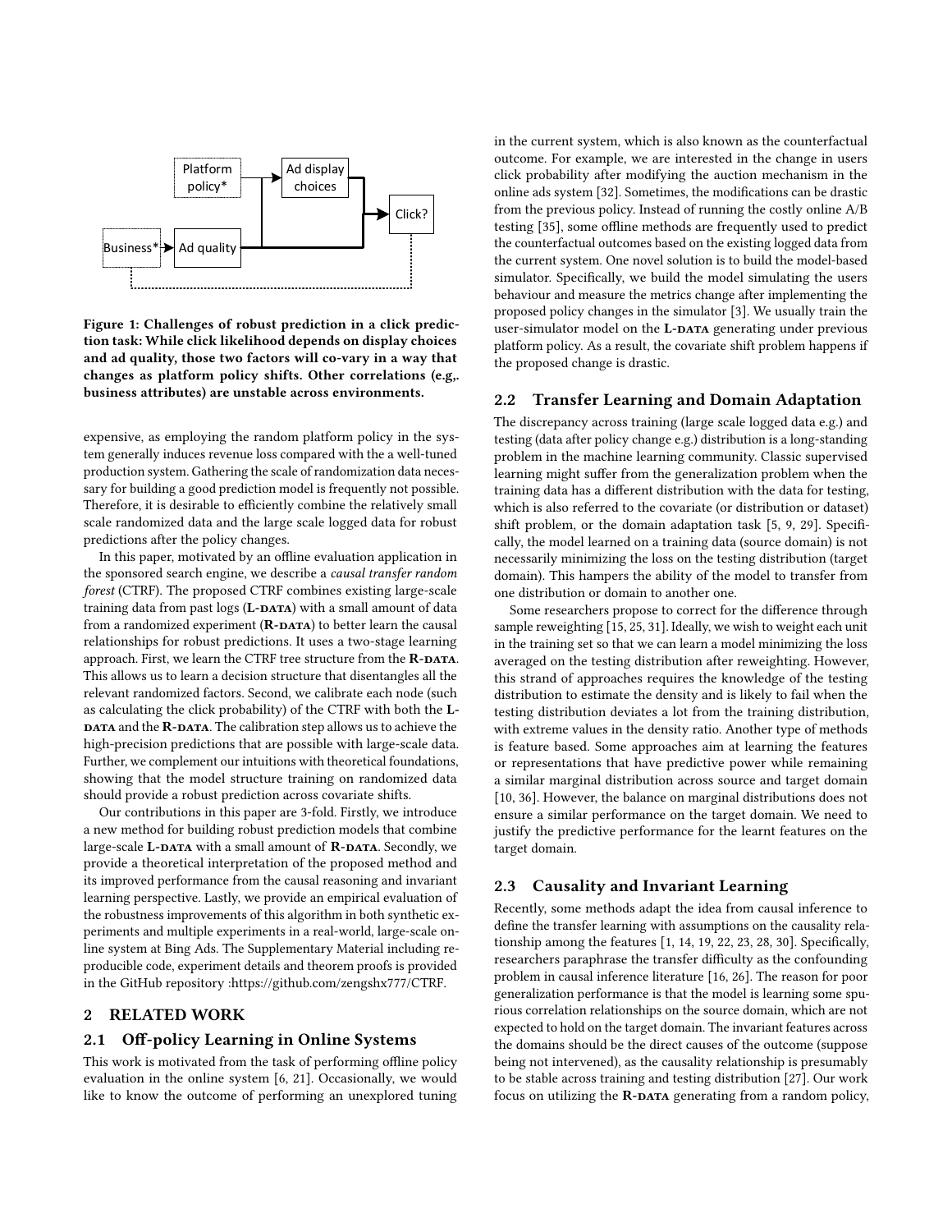Figure 1: Challenges of robust prediction in a click prediction task: While click likelihood depends on display choices and ad quality, those two factors will co-vary in a way that changes as platform policy shifts. Other correlations (e.g,. business attributes) are unstable across environments.

expensive, as employing the random platform policy in the system generally induces revenue loss compared with the a well-tuned production system. Gathering the scale of randomization data necessary for building a good prediction model is frequently not possible. Therefore, it is desirable to efficiently combine the relatively small scale randomized data and the large scale logged data for robust predictions after the policy changes.

In this paper, motivated by an offline evaluation application in the sponsored search engine, we describe a *causal transfer random forest* (CTRF). The proposed CTRF combines existing large-scale training data from past logs (**L-data**) with a small amount of data from a randomized experiment (**R-data**) to better learn the causal relationships for robust predictions. It uses a two-stage learning approach. First, we learn the CTRF tree structure from the **R-data**. This allows us to learn a decision structure that disentangles all the relevant randomized factors. Second, we calibrate each node (such as calculating the click probability) of the CTRF with both the **L-data** and the **R-data**. The calibration step allows us to achieve the high-precision predictions that are possible with large-scale data. Further, we complement our intuitions with theoretical foundations, showing that the model structure training on randomized data should provide a robust prediction across covariate shifts.

Our contributions in this paper are 3-fold. Firstly, we introduce a new method for building robust prediction models that combine large-scale **L-data** with a small amount of **R-data**. Secondly, we provide a theoretical interpretation of the proposed method and its improved performance from the causal reasoning and invariant learning perspective. Lastly, we provide an empirical evaluation of the robustness improvements of this algorithm in both synthetic experiments and multiple experiments in a real-world, large-scale online system at Bing Ads. The Supplementary Material including reproducible code, experiment details and theorem proofs is provided in the GitHub repository :https://github.com/zengshx777/CTRF.

## 2 RELATED WORK

### 2.1 Off-policy Learning in Online Systems

This work is motivated from the task of performing offline policy evaluation in the online system [6, 21]. Occasionally, we would like to know the outcome of performing an unexplored tuning in the current system, which is also known as the counterfactual outcome. For example, we are interested in the change in users click probability after modifying the auction mechanism in the online ads system [32]. Sometimes, the modifications can be drastic from the previous policy. Instead of running the costly online A/B testing [35], some offline methods are frequently used to predict the counterfactual outcomes based on the existing logged data from the current system. One novel solution is to build the model-based simulator. Specifically, we build the model simulating the users behaviour and measure the metrics change after implementing the proposed policy changes in the simulator [3]. We usually train the user-simulator model on the **L-data** generating under previous platform policy. As a result, the covariate shift problem happens if the proposed change is drastic.

### 2.2 Transfer Learning and Domain Adaptation

The discrepancy across training (large scale logged data e.g.) and testing (data after policy change e.g.) distribution is a long-standing problem in the machine learning community. Classic supervised learning might suffer from the generalization problem when the training data has a different distribution with the data for testing, which is also referred to the covariate (or distribution or dataset) shift problem, or the domain adaptation task [5, 9, 29]. Specifically, the model learned on a training data (source domain) is not necessarily minimizing the loss on the testing distribution (target domain). This hampers the ability of the model to transfer from one distribution or domain to another one.

Some researchers propose to correct for the difference through sample reweighting [15, 25, 31]. Ideally, we wish to weight each unit in the training set so that we can learn a model minimizing the loss averaged on the testing distribution after reweighting. However, this strand of approaches requires the knowledge of the testing distribution to estimate the density and is likely to fail when the testing distribution deviates a lot from the training distribution, with extreme values in the density ratio. Another type of methods is feature based. Some approaches aim at learning the features or representations that have predictive power while remaining a similar marginal distribution across source and target domain [10, 36]. However, the balance on marginal distributions does not ensure a similar performance on the target domain. We need to justify the predictive performance for the learnt features on the target domain.

### 2.3 Causality and Invariant Learning

Recently, some methods adapt the idea from causal inference to define the transfer learning with assumptions on the causality relationship among the features [1, 14, 19, 22, 23, 28, 30]. Specifically, researchers paraphrase the transfer difficulty as the confounding problem in causal inference literature [16, 26]. The reason for poor generalization performance is that the model is learning some spurious correlation relationships on the source domain, which are not expected to hold on the target domain. The invariant features across the domains should be the direct causes of the outcome (suppose being not intervened), as the causality relationship is presumably to be stable across training and testing distribution [27]. Our work focus on utilizing the **R-data** generating from a random policy,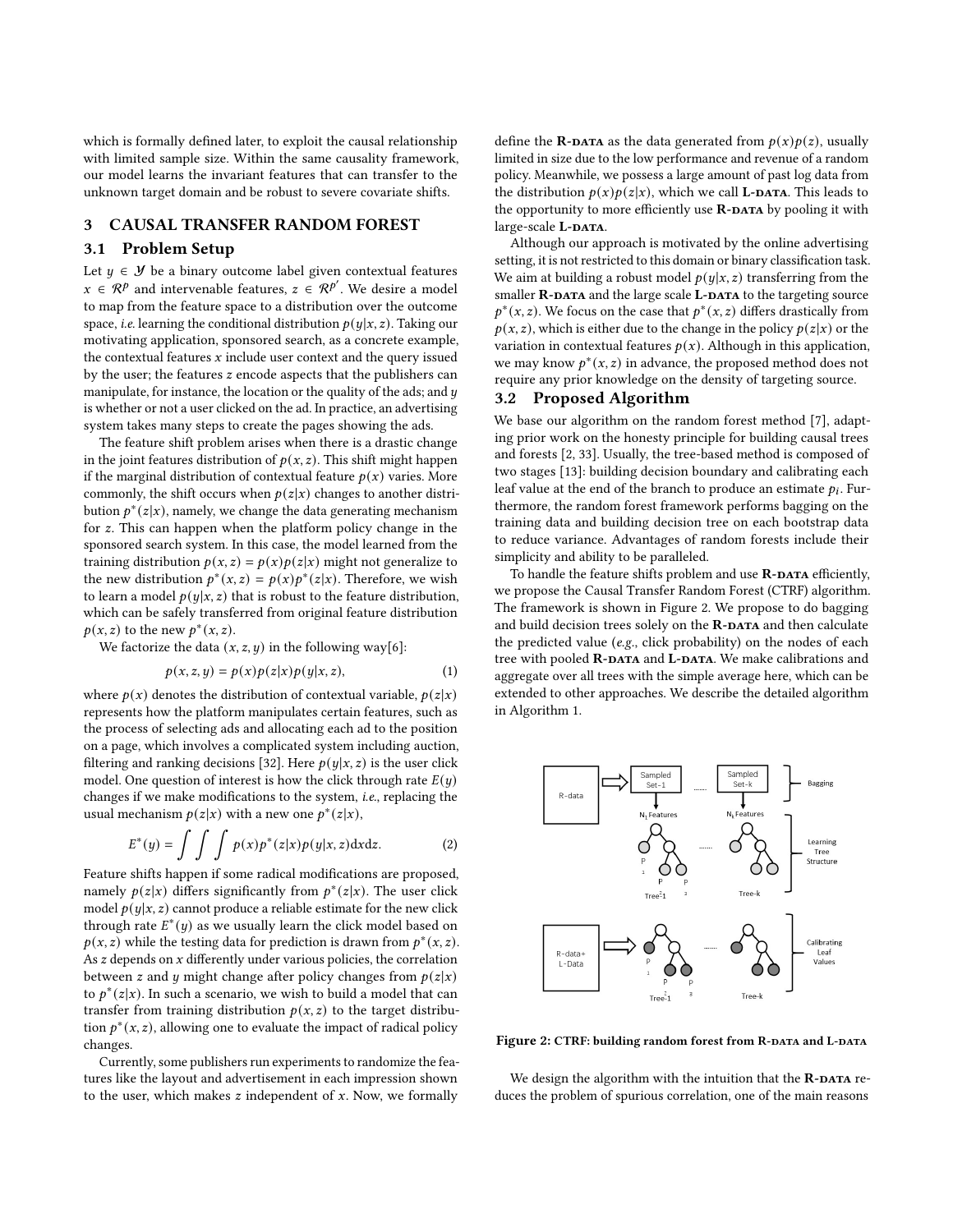which is formally defined later, to exploit the causal relationship with limited sample size. Within the same causality framework, our model learns the invariant features that can transfer to the unknown target domain and be robust to severe covariate shifts.

# 3 CAUSAL TRANSFER RANDOM FOREST

## 3.1 Problem Setup

Let $y \in \mathcal{Y}$ be a binary outcome label given contextual features $x \in \mathcal{R}^p$ and intervenable features, $z \in \mathcal{R}^{p'}$. We desire a model to map from the feature space to a distribution over the outcome space, *i.e.* learning the conditional distribution $p(y|x,z)$. Taking our motivating application, sponsored search, as a concrete example, the contextual features $x$ include user context and the query issued by the user; the features $z$ encode aspects that the publishers can manipulate, for instance, the location or the quality of the ads; and $y$ is whether or not a user clicked on the ad. In practice, an advertising system takes many steps to create the pages showing the ads.

The feature shift problem arises when there is a drastic change in the joint features distribution of $p(x,z)$. This shift might happen if the marginal distribution of contextual feature $p(x)$ varies. More commonly, the shift occurs when $p(z|x)$ changes to another distribution $p^*(z|x)$, namely, we change the data generating mechanism for $z$. This can happen when the platform policy change in the sponsored search system. In this case, the model learned from the training distribution $p(x,z) = p(x)p(z|x)$ might not generalize to the new distribution $p^*(x,z) = p(x)p^*(z|x)$. Therefore, we wish to learn a model $p(y|x,z)$ that is robust to the feature distribution, which can be safely transferred from original feature distribution $p(x,z)$ to the new $p^*(x,z)$.

We factorize the data $(x,z,y)$ in the following way[6]:

$$p(x,z,y) = p(x)p(z|x)p(y|x,z), \tag{1}$$

where $p(x)$ denotes the distribution of contextual variable, $p(z|x)$ represents how the platform manipulates certain features, such as the process of selecting ads and allocating each ad to the position on a page, which involves a complicated system including auction, filtering and ranking decisions [32]. Here $p(y|x,z)$ is the user click model. One question of interest is how the click through rate $E(y)$ changes if we make modifications to the system, *i.e.*, replacing the usual mechanism $p(z|x)$ with a new one $p^*(z|x)$,

$$E^*(y) = \int\int\int p(x)p^*(z|x)p(y|x,z)\mathrm{d}x\mathrm{d}z. \tag{2}$$

Feature shifts happen if some radical modifications are proposed, namely $p(z|x)$ differs significantly from $p^*(z|x)$. The user click model $p(y|x,z)$ cannot produce a reliable estimate for the new click through rate $E^*(y)$ as we usually learn the click model based on $p(x,z)$ while the testing data for prediction is drawn from $p^*(x,z)$. As $z$ depends on $x$ differently under various policies, the correlation between $z$ and $y$ might change after policy changes from $p(z|x)$ to $p^*(z|x)$. In such a scenario, we wish to build a model that can transfer from training distribution $p(x,z)$ to the target distribution $p^*(x,z)$, allowing one to evaluate the impact of radical policy changes.

Currently, some publishers run experiments to randomize the features like the layout and advertisement in each impression shown to the user, which makes $z$ independent of $x$. Now, we formally define the **R-DATA** as the data generated from $p(x)p(z)$, usually limited in size due to the low performance and revenue of a random policy. Meanwhile, we possess a large amount of past log data from the distribution $p(x)p(z|x)$, which we call **L-DATA**. This leads to the opportunity to more efficiently use **R-DATA** by pooling it with large-scale **L-DATA**.

Although our approach is motivated by the online advertising setting, it is not restricted to this domain or binary classification task. We aim at building a robust model $p(y|x,z)$ transferring from the smaller **R-DATA** and the large scale **L-DATA** to the targeting source $p^*(x,z)$. We focus on the case that $p^*(x,z)$ differs drastically from $p(x,z)$, which is either due to the change in the policy $p(z|x)$ or the variation in contextual features $p(x)$. Although in this application, we may know $p^*(x,z)$ in advance, the proposed method does not require any prior knowledge on the density of targeting source.

## 3.2 Proposed Algorithm

We base our algorithm on the random forest method [7], adapting prior work on the honesty principle for building causal trees and forests [2, 33]. Usually, the tree-based method is composed of two stages [13]: building decision boundary and calibrating each leaf value at the end of the branch to produce an estimate $p_i$. Furthermore, the random forest framework performs bagging on the training data and building decision tree on each bootstrap data to reduce variance. Advantages of random forests include their simplicity and ability to be paralleled.

To handle the feature shifts problem and use **R-DATA** efficiently, we propose the Causal Transfer Random Forest (CTRF) algorithm. The framework is shown in Figure 2. We propose to do bagging and build decision trees solely on the **R-DATA** and then calculate the predicted value (*e.g.*, click probability) on the nodes of each tree with pooled **R-DATA** and **L-DATA**. We make calibrations and aggregate over all trees with the simple average here, which can be extended to other approaches. We describe the detailed algorithm in Algorithm 1.

Figure 2: CTRF: building random forest from R-DATA and L-DATA

We design the algorithm with the intuition that the **R-DATA** reduces the problem of spurious correlation, one of the main reasons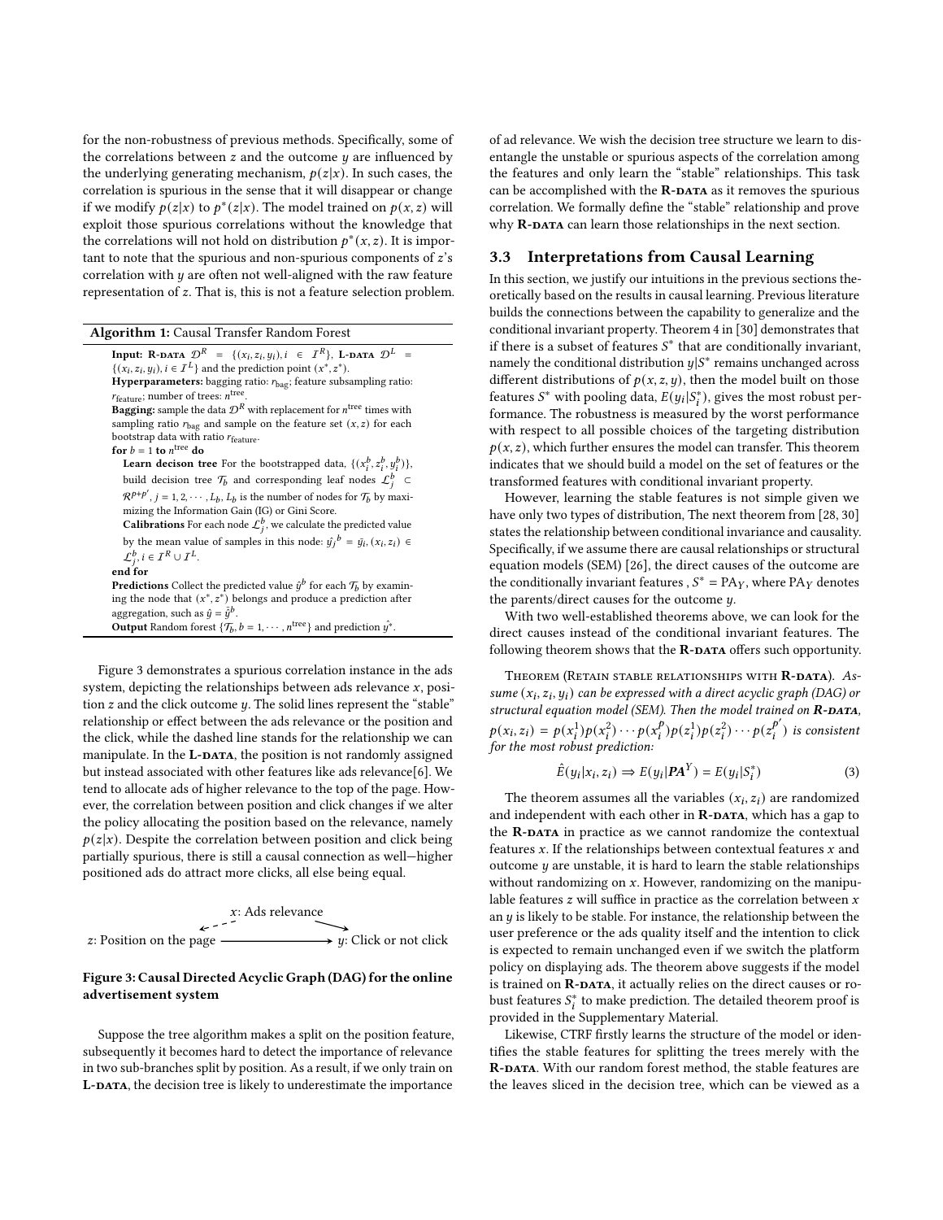for the non-robustness of previous methods. Specifically, some of the correlations between $z$ and the outcome $y$ are influenced by the underlying generating mechanism, $p(z|x)$. In such cases, the correlation is spurious in the sense that it will disappear or change if we modify $p(z|x)$ to $p^*(z|x)$. The model trained on $p(x, z)$ will exploit those spurious correlations without the knowledge that the correlations will not hold on distribution $p^*(x, z)$. It is important to note that the spurious and non-spurious components of $z$'s correlation with $y$ are often not well-aligned with the raw feature representation of $z$. That is, this is not a feature selection problem.

**Algorithm 1:** Causal Transfer Random Forest

**Input:** **R-DATA** $\mathcal{D}^R = \{(x_i, z_i, y_i), i \in \mathcal{I}^R\}$, **L-DATA** $\mathcal{D}^L = \{(x_i, z_i, y_i), i \in \mathcal{I}^L\}$ and the prediction point $(x^*, z^*)$.
**Hyperparameters:** bagging ratio: $r_{\text{bag}}$; feature subsampling ratio: $r_{\text{feature}}$; number of trees: $n^{\text{tree}}$.
**Bagging:** sample the data $\mathcal{D}^R$ with replacement for $n^{\text{tree}}$ times with sampling ratio $r_{\text{bag}}$ and sample on the feature set $(x, z)$ for each bootstrap data with ratio $r_{\text{feature}}$.
**for** $b = 1$ **to** $n^{\text{tree}}$ **do**
  **Learn decison tree** For the bootstrapped data, $\{(x_i^b, z_i^b, y_i^b)\}$, build decision tree $\mathcal{T}_b$ and corresponding leaf nodes $\mathcal{L}_j^b \subset \mathcal{R}^{p+p'}$, $j = 1, 2, \cdots, L_b$, $L_b$ is the number of nodes for $\mathcal{T}_b$ by maximizing the Information Gain (IG) or Gini Score.
  **Calibrations** For each node $\mathcal{L}_j^b$, we calculate the predicted value by the mean value of samples in this node: $\hat{y_j}^b = \bar{y}_i, (x_i, z_i) \in \mathcal{L}_j^b, i \in \mathcal{I}^R \cup \mathcal{I}^L$.
**end for**
**Predictions** Collect the predicted value $\hat{y}^b$ for each $\mathcal{T}_b$ by examining the node that $(x^*, z^*)$ belongs and produce a prediction after aggregation, such as $\hat{y} = \bar{\hat{y}}^b$.
**Output** Random forest $\{\mathcal{T}_b, b = 1, \cdots, n^{\text{tree}}\}$ and prediction $\hat{y^*}$.

Figure 3 demonstrates a spurious correlation instance in the ads system, depicting the relationships between ads relevance $x$, position $z$ and the click outcome $y$. The solid lines represent the "stable" relationship or effect between the ads relevance or the position and the click, while the dashed line stands for the relationship we can manipulate. In the **L-DATA**, the position is not randomly assigned but instead associated with other features like ads relevance[6]. We tend to allocate ads of higher relevance to the top of the page. However, the correlation between position and click changes if we alter the policy allocating the position based on the relevance, namely $p(z|x)$. Despite the correlation between position and click being partially spurious, there is still a causal connection as well—higher positioned ads do attract more clicks, all else being equal.

$x$: Ads relevance

$z$: Position on the page ⟶ $y$: Click or not click

**Figure 3: Causal Directed Acyclic Graph (DAG) for the online advertisement system**

Suppose the tree algorithm makes a split on the position feature, subsequently it becomes hard to detect the importance of relevance in two sub-branches split by position. As a result, if we only train on **L-DATA**, the decision tree is likely to underestimate the importance of ad relevance. We wish the decision tree structure we learn to disentangle the unstable or spurious aspects of the correlation among the features and only learn the "stable" relationships. This task can be accomplished with the **R-DATA** as it removes the spurious correlation. We formally define the "stable" relationship and prove why **R-DATA** can learn those relationships in the next section.

## 3.3 Interpretations from Causal Learning

In this section, we justify our intuitions in the previous sections theoretically based on the results in causal learning. Previous literature builds the connections between the capability to generalize and the conditional invariant property. Theorem 4 in [30] demonstrates that if there is a subset of features $S^*$ that are conditionally invariant, namely the conditional distribution $y|S^*$ remains unchanged across different distributions of $p(x, z, y)$, then the model built on those features $S^*$ with pooling data, $E(y_i|S_i^*)$, gives the most robust performance. The robustness is measured by the worst performance with respect to all possible choices of the targeting distribution $p(x, z)$, which further ensures the model can transfer. This theorem indicates that we should build a model on the set of features or the transformed features with conditional invariant property.

However, learning the stable features is not simple given we have only two types of distribution, The next theorem from [28, 30] states the relationship between conditional invariance and causality. Specifically, if we assume there are causal relationships or structural equation models (SEM) [26], the direct causes of the outcome are the conditionally invariant features , $S^* = \text{PA}_Y$, where $\text{PA}_Y$ denotes the parents/direct causes for the outcome $y$.

With two well-established theorems above, we can look for the direct causes instead of the conditional invariant features. The following theorem shows that the **R-DATA** offers such opportunity.

Theorem (Retain stable relationships with **R-DATA**). *Assume $(x_i, z_i, y_i)$ can be expressed with a direct acyclic graph (DAG) or structural equation model (SEM). Then the model trained on **R-DATA**, $p(x_i, z_i) = p(x_i^1)p(x_i^2)\cdots p(x_i^p)p(z_i^1)p(z_i^2)\cdots p(z_i^{p'})$ is consistent for the most robust prediction:*

$$\hat{E}(y_i|x_i, z_i) \Rightarrow E(y_i|\boldsymbol{PA}^Y) = E(y_i|S_i^*) \tag{3}$$

The theorem assumes all the variables $(x_i, z_i)$ are randomized and independent with each other in **R-DATA**, which has a gap to the **R-DATA** in practice as we cannot randomize the contextual features $x$. If the relationships between contextual features $x$ and outcome $y$ are unstable, it is hard to learn the stable relationships without randomizing on $x$. However, randomizing on the manipulable features $z$ will suffice in practice as the correlation between $x$ an $y$ is likely to be stable. For instance, the relationship between the user preference or the ads quality itself and the intention to click is expected to remain unchanged even if we switch the platform policy on displaying ads. The theorem above suggests if the model is trained on **R-DATA**, it actually relies on the direct causes or robust features $S_i^*$ to make prediction. The detailed theorem proof is provided in the Supplementary Material.

Likewise, CTRF firstly learns the structure of the model or identifies the stable features for splitting the trees merely with the **R-DATA**. With our random forest method, the stable features are the leaves sliced in the decision tree, which can be viewed as a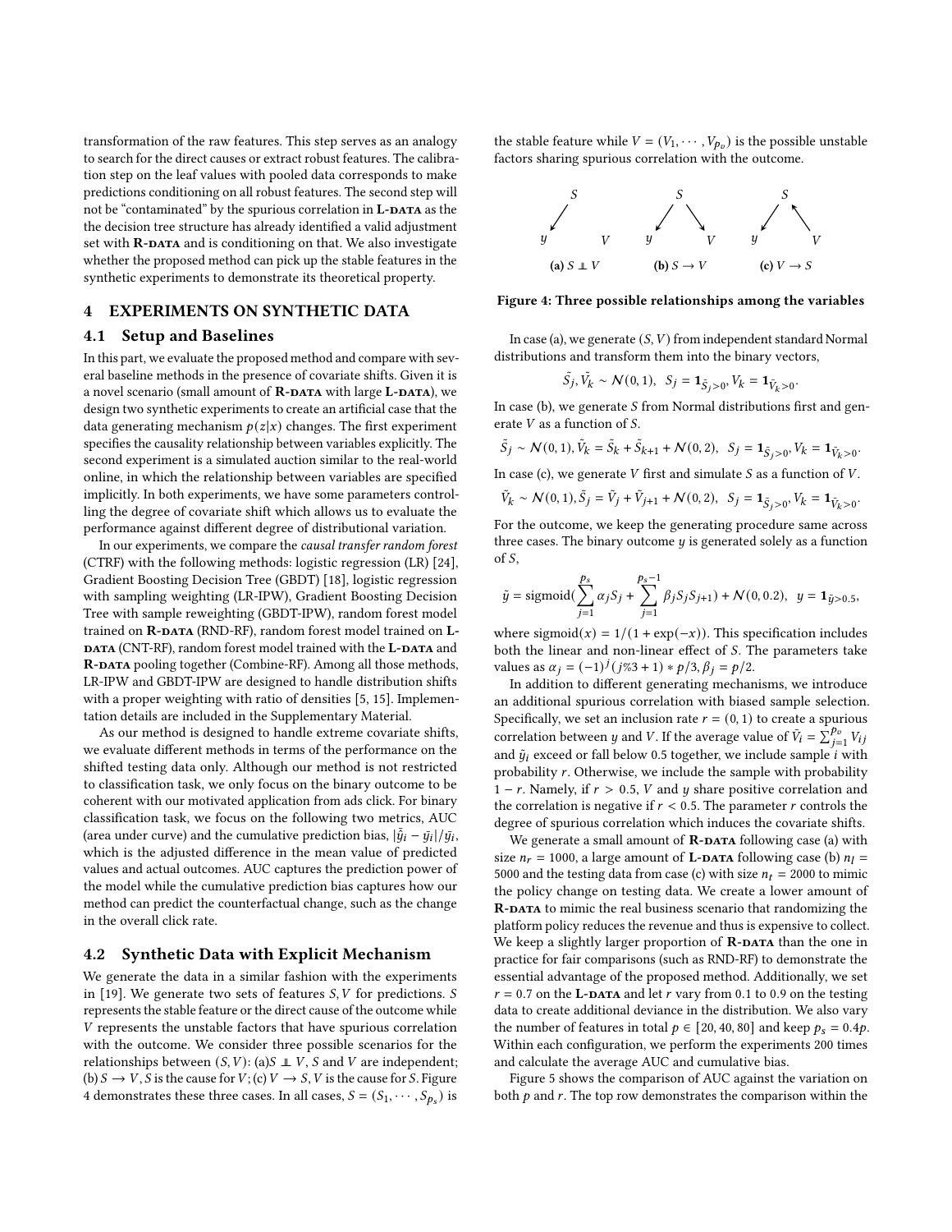transformation of the raw features. This step serves as an analogy to search for the direct causes or extract robust features. The calibration step on the leaf values with pooled data corresponds to make predictions conditioning on all robust features. The second step will not be "contaminated" by the spurious correlation in **L-DATA** as the the decision tree structure has already identified a valid adjustment set with **R-DATA** and is conditioning on that. We also investigate whether the proposed method can pick up the stable features in the synthetic experiments to demonstrate its theoretical property.

## 4 EXPERIMENTS ON SYNTHETIC DATA

### 4.1 Setup and Baselines

In this part, we evaluate the proposed method and compare with several baseline methods in the presence of covariate shifts. Given it is a novel scenario (small amount of **R-DATA** with large **L-DATA**), we design two synthetic experiments to create an artificial case that the data generating mechanism $p(z|x)$ changes. The first experiment specifies the causality relationship between variables explicitly. The second experiment is a simulated auction similar to the real-world online, in which the relationship between variables are specified implicitly. In both experiments, we have some parameters controlling the degree of covariate shift which allows us to evaluate the performance against different degree of distributional variation.

In our experiments, we compare the *causal transfer random forest* (CTRF) with the following methods: logistic regression (LR) [24], Gradient Boosting Decision Tree (GBDT) [18], logistic regression with sampling weighting (LR-IPW), Gradient Boosting Decision Tree with sample reweighting (GBDT-IPW), random forest model trained on **R-DATA** (RND-RF), random forest model trained on **L-DATA** (CNT-RF), random forest model trained with the **L-DATA** and **R-DATA** pooling together (Combine-RF). Among all those methods, LR-IPW and GBDT-IPW are designed to handle distribution shifts with a proper weighting with ratio of densities [5, 15]. Implementation details are included in the Supplementary Material.

As our method is designed to handle extreme covariate shifts, we evaluate different methods in terms of the performance on the shifted testing data only. Although our method is not restricted to classification task, we only focus on the binary outcome to be coherent with our motivated application from ads click. For binary classification task, we focus on the following two metrics, AUC (area under curve) and the cumulative prediction bias, $|\hat{y}_i - \bar{y}_i|/\bar{y}_i$, which is the adjusted difference in the mean value of predicted values and actual outcomes. AUC captures the prediction power of the model while the cumulative prediction bias captures how our method can predict the counterfactual change, such as the change in the overall click rate.

### 4.2 Synthetic Data with Explicit Mechanism

We generate the data in a similar fashion with the experiments in [19]. We generate two sets of features $S, V$ for predictions. $S$ represents the stable feature or the direct cause of the outcome while $V$ represents the unstable factors that have spurious correlation with the outcome. We consider three possible scenarios for the relationships between $(S, V)$: (a) $S \perp\!\!\!\perp V$, $S$ and $V$ are independent; (b) $S \to V$, $S$ is the cause for $V$; (c) $V \to S$, $V$ is the cause for $S$. Figure 4 demonstrates these three cases. In all cases, $S = (S_1, \cdots, S_{p_s})$ is the stable feature while $V = (V_1, \cdots, V_{p_v})$ is the possible unstable factors sharing spurious correlation with the outcome.

(a) $S \perp\!\!\!\perp V$ (b) $S \to V$ (c) $V \to S$

**Figure 4: Three possible relationships among the variables**

In case (a), we generate $(S, V)$ from independent standard Normal distributions and transform them into the binary vectors,

$$\tilde{S}_j, \tilde{V}_k \sim \mathcal{N}(0, 1), \quad S_j = \mathbf{1}_{\tilde{S}_j > 0}, V_k = \mathbf{1}_{\tilde{V}_k > 0}.$$

In case (b), we generate $S$ from Normal distributions first and generate $V$ as a function of $S$.

$$\tilde{S}_j \sim \mathcal{N}(0, 1), \tilde{V}_k = \tilde{S}_k + \tilde{S}_{k+1} + \mathcal{N}(0, 2), \quad S_j = \mathbf{1}_{\tilde{S}_j > 0}, V_k = \mathbf{1}_{\tilde{V}_k > 0}.$$

In case (c), we generate $V$ first and simulate $S$ as a function of $V$.

$$\tilde{V}_k \sim \mathcal{N}(0, 1), \tilde{S}_j = \tilde{V}_j + \tilde{V}_{j+1} + \mathcal{N}(0, 2), \quad S_j = \mathbf{1}_{\tilde{S}_j > 0}, V_k = \mathbf{1}_{\tilde{V}_k > 0}.$$

For the outcome, we keep the generating procedure same across three cases. The binary outcome $y$ is generated solely as a function of $S$,

$$\tilde{y} = \text{sigmoid}\left(\sum_{j=1}^{p_s} \alpha_j S_j + \sum_{j=1}^{p_s - 1} \beta_j S_j S_{j+1}\right) + \mathcal{N}(0, 0.2), \quad y = \mathbf{1}_{\tilde{y} > 0.5},$$

where $\text{sigmoid}(x) = 1/(1 + \exp(-x))$. This specification includes both the linear and non-linear effect of $S$. The parameters take values as $\alpha_j = (-1)^j (j\%3 + 1) * p/3, \beta_j = p/2$.

In addition to different generating mechanisms, we introduce an additional spurious correlation with biased sample selection. Specifically, we set an inclusion rate $r = (0, 1)$ to create a spurious correlation between $y$ and $V$. If the average value of $\bar{V}_i = \sum_{j=1}^{p_v} V_{ij}$ and $\tilde{y}_i$ exceed or fall below 0.5 together, we include sample $i$ with probability $r$. Otherwise, we include the sample with probability $1 - r$. Namely, if $r > 0.5$, $V$ and $y$ share positive correlation and the correlation is negative if $r < 0.5$. The parameter $r$ controls the degree of spurious correlation which induces the covariate shifts.

We generate a small amount of **R-DATA** following case (a) with size $n_r = 1000$, a large amount of **L-DATA** following case (b) $n_l = 5000$ and the testing data from case (c) with size $n_t = 2000$ to mimic the policy change on testing data. We create a lower amount of **R-DATA** to mimic the real business scenario that randomizing the platform policy reduces the revenue and thus is expensive to collect. We keep a slightly larger proportion of **R-DATA** than the one in practice for fair comparisons (such as RND-RF) to demonstrate the essential advantage of the proposed method. Additionally, we set $r = 0.7$ on the **L-DATA** and let $r$ vary from 0.1 to 0.9 on the testing data to create additional deviance in the distribution. We also vary the number of features in total $p \in [20, 40, 80]$ and keep $p_s = 0.4p$. Within each configuration, we perform the experiments 200 times and calculate the average AUC and cumulative bias.

Figure 5 shows the comparison of AUC against the variation on both $p$ and $r$. The top row demonstrates the comparison within the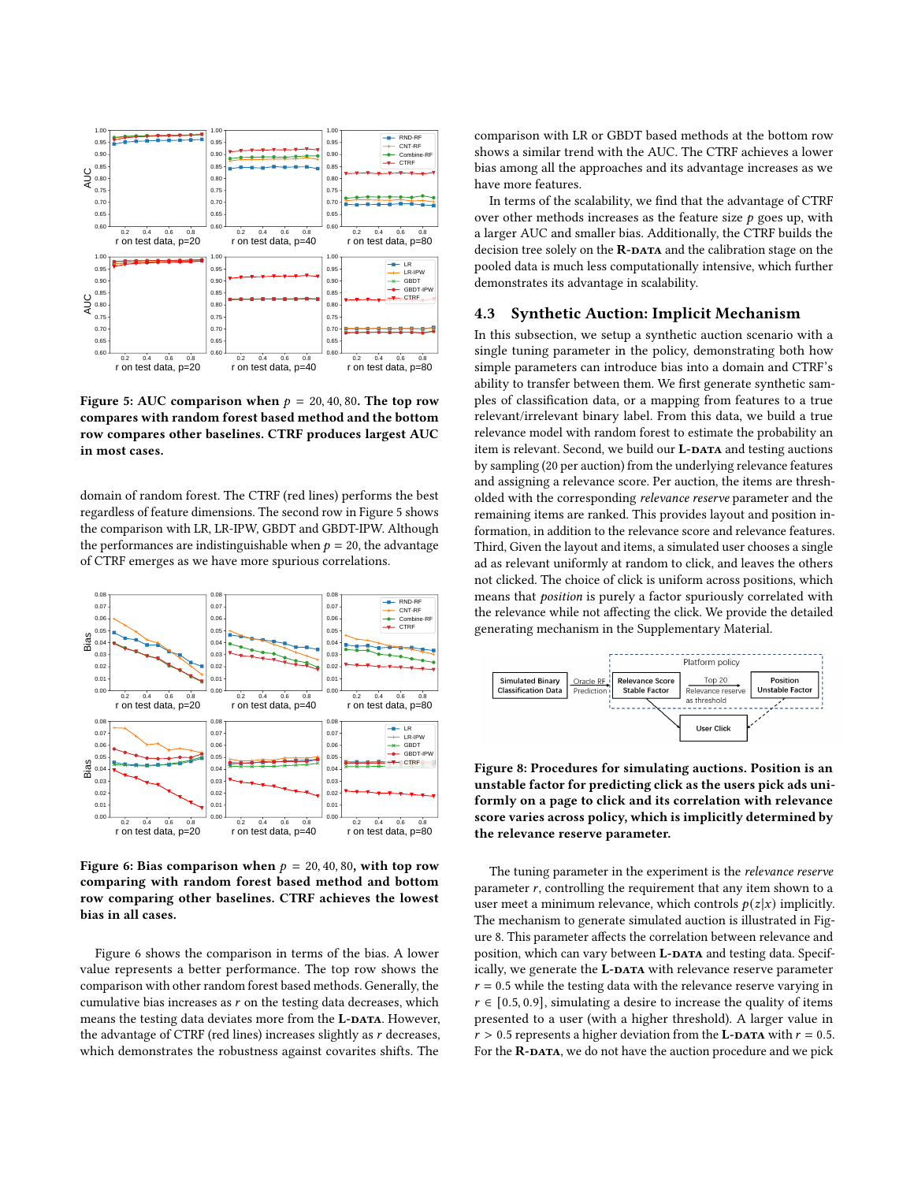**Figure 5: AUC comparison when $p = 20, 40, 80$. The top row compares with random forest based method and the bottom row compares other baselines. CTRF produces largest AUC in most cases.**

domain of random forest. The CTRF (red lines) performs the best regardless of feature dimensions. The second row in Figure 5 shows the comparison with LR, LR-IPW, GBDT and GBDT-IPW. Although the performances are indistinguishable when $p = 20$, the advantage of CTRF emerges as we have more spurious correlations.

**Figure 6: Bias comparison when $p = 20, 40, 80$, with top row comparing with random forest based method and bottom row comparing other baselines. CTRF achieves the lowest bias in all cases.**

Figure 6 shows the comparison in terms of the bias. A lower value represents a better performance. The top row shows the comparison with other random forest based methods. Generally, the cumulative bias increases as $r$ on the testing data decreases, which means the testing data deviates more from the **L-data**. However, the advantage of CTRF (red lines) increases slightly as $r$ decreases, which demonstrates the robustness against covarites shifts. The comparison with LR or GBDT based methods at the bottom row shows a similar trend with the AUC. The CTRF achieves a lower bias among all the approaches and its advantage increases as we have more features.

In terms of the scalability, we find that the advantage of CTRF over other methods increases as the feature size $p$ goes up, with a larger AUC and smaller bias. Additionally, the CTRF builds the decision tree solely on the **R-data** and the calibration stage on the pooled data is much less computationally intensive, which further demonstrates its advantage in scalability.

## 4.3 Synthetic Auction: Implicit Mechanism

In this subsection, we setup a synthetic auction scenario with a single tuning parameter in the policy, demonstrating both how simple parameters can introduce bias into a domain and CTRF's ability to transfer between them. We first generate synthetic samples of classification data, or a mapping from features to a true relevant/irrelevant binary label. From this data, we build a true relevance model with random forest to estimate the probability an item is relevant. Second, we build our **L-data** and testing auctions by sampling (20 per auction) from the underlying relevance features and assigning a relevance score. Per auction, the items are thresholded with the corresponding *relevance reserve* parameter and the remaining items are ranked. This provides layout and position information, in addition to the relevance score and relevance features. Third, Given the layout and items, a simulated user chooses a single ad as relevant uniformly at random to click, and leaves the others not clicked. The choice of click is uniform across positions, which means that *position* is purely a factor spuriously correlated with the relevance while not affecting the click. We provide the detailed generating mechanism in the Supplementary Material.

**Figure 8: Procedures for simulating auctions. Position is an unstable factor for predicting click as the users pick ads uniformly on a page to click and its correlation with relevance score varies across policy, which is implicitly determined by the relevance reserve parameter.**

The tuning parameter in the experiment is the *relevance reserve* parameter $r$, controlling the requirement that any item shown to a user meet a minimum relevance, which controls $p(z|x)$ implicitly. The mechanism to generate simulated auction is illustrated in Figure 8. This parameter affects the correlation between relevance and position, which can vary between **L-data** and testing data. Specifically, we generate the **L-data** with relevance reserve parameter $r = 0.5$ while the testing data with the relevance reserve varying in $r \in [0.5, 0.9]$, simulating a desire to increase the quality of items presented to a user (with a higher threshold). A larger value in $r > 0.5$ represents a higher deviation from the **L-data** with $r = 0.5$. For the **R-data**, we do not have the auction procedure and we pick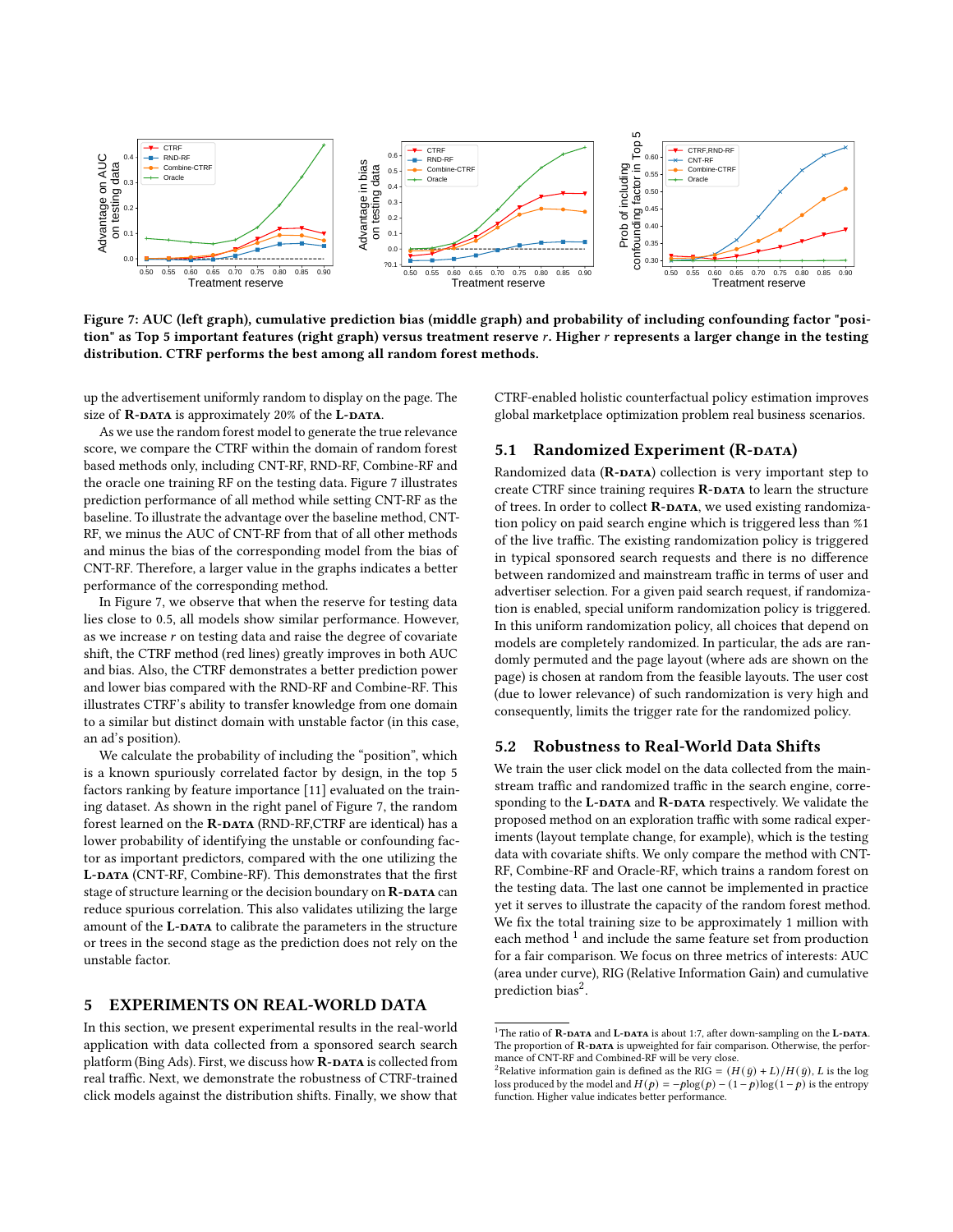Figure 7: AUC (left graph), cumulative prediction bias (middle graph) and probability of including confounding factor "position" as Top 5 important features (right graph) versus treatment reserve $r$. Higher $r$ represents a larger change in the testing distribution. CTRF performs the best among all random forest methods.

up the advertisement uniformly random to display on the page. The size of **R-DATA** is approximately 20% of the **L-DATA**.

As we use the random forest model to generate the true relevance score, we compare the CTRF within the domain of random forest based methods only, including CNT-RF, RND-RF, Combine-RF and the oracle one training RF on the testing data. Figure 7 illustrates prediction performance of all method while setting CNT-RF as the baseline. To illustrate the advantage over the baseline method, CNT-RF, we minus the AUC of CNT-RF from that of all other methods and minus the bias of the corresponding model from the bias of CNT-RF. Therefore, a larger value in the graphs indicates a better performance of the corresponding method.

In Figure 7, we observe that when the reserve for testing data lies close to 0.5, all models show similar performance. However, as we increase $r$ on testing data and raise the degree of covariate shift, the CTRF method (red lines) greatly improves in both AUC and bias. Also, the CTRF demonstrates a better prediction power and lower bias compared with the RND-RF and Combine-RF. This illustrates CTRF's ability to transfer knowledge from one domain to a similar but distinct domain with unstable factor (in this case, an ad's position).

We calculate the probability of including the "position", which is a known spuriously correlated factor by design, in the top 5 factors ranking by feature importance [11] evaluated on the training dataset. As shown in the right panel of Figure 7, the random forest learned on the **R-DATA** (RND-RF,CTRF are identical) has a lower probability of identifying the unstable or confounding factor as important predictors, compared with the one utilizing the **L-DATA** (CNT-RF, Combine-RF). This demonstrates that the first stage of structure learning or the decision boundary on **R-DATA** can reduce spurious correlation. This also validates utilizing the large amount of the **L-DATA** to calibrate the parameters in the structure or trees in the second stage as the prediction does not rely on the unstable factor.

## 5 EXPERIMENTS ON REAL-WORLD DATA

In this section, we present experimental results in the real-world application with data collected from a sponsored search search platform (Bing Ads). First, we discuss how **R-DATA** is collected from real traffic. Next, we demonstrate the robustness of CTRF-trained click models against the distribution shifts. Finally, we show that CTRF-enabled holistic counterfactual policy estimation improves global marketplace optimization problem real business scenarios.

### 5.1 Randomized Experiment (R-DATA)

Randomized data (**R-DATA**) collection is very important step to create CTRF since training requires **R-DATA** to learn the structure of trees. In order to collect **R-DATA**, we used existing randomization policy on paid search engine which is triggered less than %1 of the live traffic. The existing randomization policy is triggered in typical sponsored search requests and there is no difference between randomized and mainstream traffic in terms of user and advertiser selection. For a given paid search request, if randomization is enabled, special uniform randomization policy is triggered. In this uniform randomization policy, all choices that depend on models are completely randomized. In particular, the ads are randomly permuted and the page layout (where ads are shown on the page) is chosen at random from the feasible layouts. The user cost (due to lower relevance) of such randomization is very high and consequently, limits the trigger rate for the randomized policy.

### 5.2 Robustness to Real-World Data Shifts

We train the user click model on the data collected from the mainstream traffic and randomized traffic in the search engine, corresponding to the **L-DATA** and **R-DATA** respectively. We validate the proposed method on an exploration traffic with some radical experiments (layout template change, for example), which is the testing data with covariate shifts. We only compare the method with CNT-RF, Combine-RF and Oracle-RF, which trains a random forest on the testing data. The last one cannot be implemented in practice yet it serves to illustrate the capacity of the random forest method. We fix the total training size to be approximately 1 million with each method [1] and include the same feature set from production for a fair comparison. We focus on three metrics of interests: AUC (area under curve), RIG (Relative Information Gain) and cumulative prediction bias[2].

[1] The ratio of **R-DATA** and **L-DATA** is about 1:7, after down-sampling on the **L-DATA**. The proportion of **R-DATA** is upweighted for fair comparison. Otherwise, the performance of CNT-RF and Combined-RF will be very close.

[2] Relative information gain is defined as the RIG $= (H(\bar{y}) + L)/H(\bar{y})$, $L$ is the log loss produced by the model and $H(p) = -p\log(p) - (1-p)\log(1-p)$ is the entropy function. Higher value indicates better performance.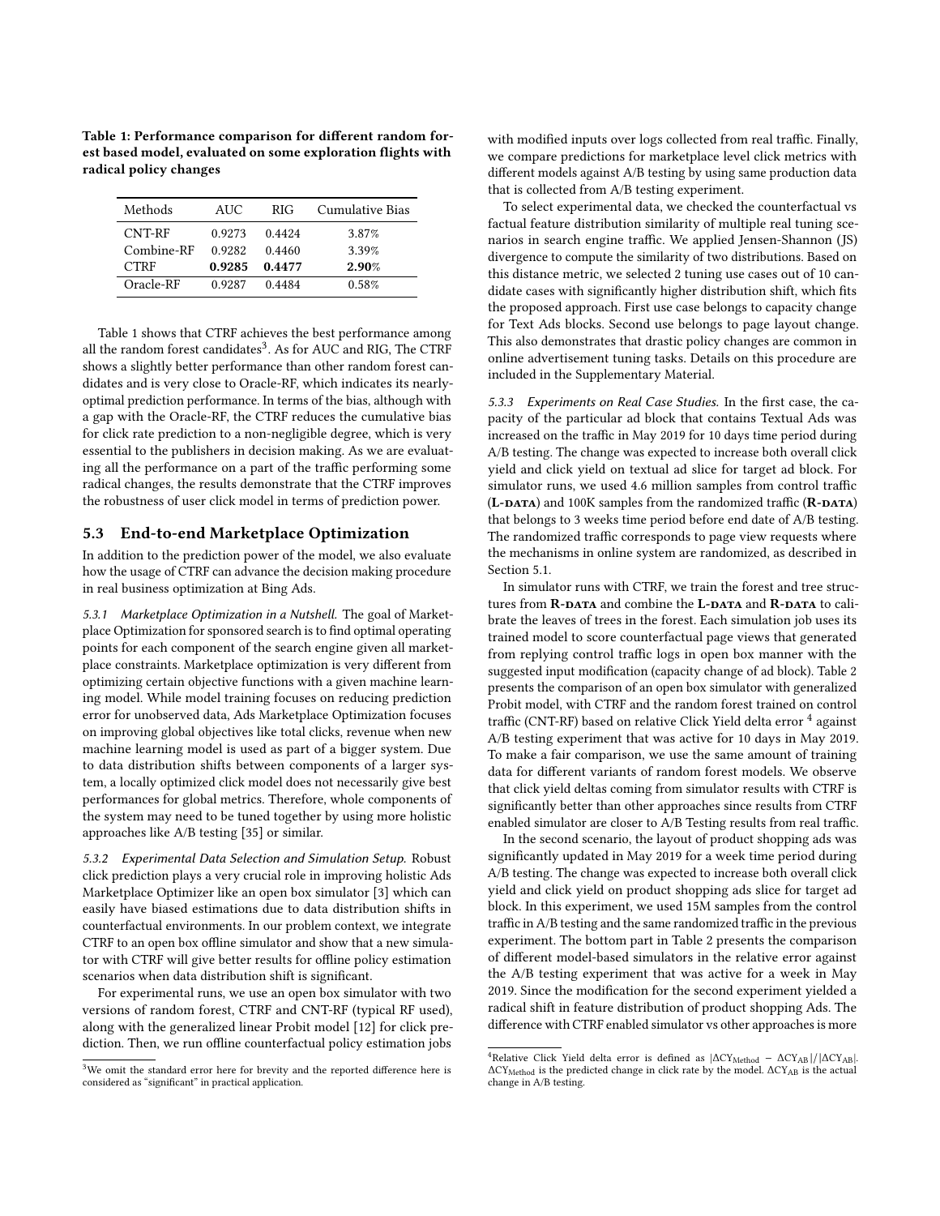**Table 1: Performance comparison for different random forest based model, evaluated on some exploration flights with radical policy changes**

| Methods | AUC | RIG | Cumulative Bias |
|---|---|---|---|
| CNT-RF | 0.9273 | 0.4424 | 3.87% |
| Combine-RF | 0.9282 | 0.4460 | 3.39% |
| CTRF | **0.9285** | **0.4477** | **2.90**% |
| Oracle-RF | 0.9287 | 0.4484 | 0.58% |

Table 1 shows that CTRF achieves the best performance among all the random forest candidates[3]. As for AUC and RIG, The CTRF shows a slightly better performance than other random forest candidates and is very close to Oracle-RF, which indicates its nearly-optimal prediction performance. In terms of the bias, although with a gap with the Oracle-RF, the CTRF reduces the cumulative bias for click rate prediction to a non-negligible degree, which is very essential to the publishers in decision making. As we are evaluating all the performance on a part of the traffic performing some radical changes, the results demonstrate that the CTRF improves the robustness of user click model in terms of prediction power.

## 5.3 End-to-end Marketplace Optimization

In addition to the prediction power of the model, we also evaluate how the usage of CTRF can advance the decision making procedure in real business optimization at Bing Ads.

*5.3.1 Marketplace Optimization in a Nutshell.* The goal of Marketplace Optimization for sponsored search is to find optimal operating points for each component of the search engine given all marketplace constraints. Marketplace optimization is very different from optimizing certain objective functions with a given machine learning model. While model training focuses on reducing prediction error for unobserved data, Ads Marketplace Optimization focuses on improving global objectives like total clicks, revenue when new machine learning model is used as part of a bigger system. Due to data distribution shifts between components of a larger system, a locally optimized click model does not necessarily give best performances for global metrics. Therefore, whole components of the system may need to be tuned together by using more holistic approaches like A/B testing [35] or similar.

*5.3.2 Experimental Data Selection and Simulation Setup.* Robust click prediction plays a very crucial role in improving holistic Ads Marketplace Optimizer like an open box simulator [3] which can easily have biased estimations due to data distribution shifts in counterfactual environments. In our problem context, we integrate CTRF to an open box offline simulator and show that a new simulator with CTRF will give better results for offline policy estimation scenarios when data distribution shift is significant.

For experimental runs, we use an open box simulator with two versions of random forest, CTRF and CNT-RF (typical RF used), along with the generalized linear Probit model [12] for click prediction. Then, we run offline counterfactual policy estimation jobs with modified inputs over logs collected from real traffic. Finally, we compare predictions for marketplace level click metrics with different models against A/B testing by using same production data that is collected from A/B testing experiment.

To select experimental data, we checked the counterfactual vs factual feature distribution similarity of multiple real tuning scenarios in search engine traffic. We applied Jensen-Shannon (JS) divergence to compute the similarity of two distributions. Based on this distance metric, we selected 2 tuning use cases out of 10 candidate cases with significantly higher distribution shift, which fits the proposed approach. First use case belongs to capacity change for Text Ads blocks. Second use belongs to page layout change. This also demonstrates that drastic policy changes are common in online advertisement tuning tasks. Details on this procedure are included in the Supplementary Material.

*5.3.3 Experiments on Real Case Studies.* In the first case, the capacity of the particular ad block that contains Textual Ads was increased on the traffic in May 2019 for 10 days time period during A/B testing. The change was expected to increase both overall click yield and click yield on textual ad slice for target ad block. For simulator runs, we used 4.6 million samples from control traffic (**L-DATA**) and 100K samples from the randomized traffic (**R-DATA**) that belongs to 3 weeks time period before end date of A/B testing. The randomized traffic corresponds to page view requests where the mechanisms in online system are randomized, as described in Section 5.1.

In simulator runs with CTRF, we train the forest and tree structures from **R-DATA** and combine the **L-DATA** and **R-DATA** to calibrate the leaves of trees in the forest. Each simulation job uses its trained model to score counterfactual page views that generated from replying control traffic logs in open box manner with the suggested input modification (capacity change of ad block). Table 2 presents the comparison of an open box simulator with generalized Probit model, with CTRF and the random forest trained on control traffic (CNT-RF) based on relative Click Yield delta error [4] against A/B testing experiment that was active for 10 days in May 2019. To make a fair comparison, we use the same amount of training data for different variants of random forest models. We observe that click yield deltas coming from simulator results with CTRF is significantly better than other approaches since results from CTRF enabled simulator are closer to A/B Testing results from real traffic.

In the second scenario, the layout of product shopping ads was significantly updated in May 2019 for a week time period during A/B testing. The change was expected to increase both overall click yield and click yield on product shopping ads slice for target ad block. In this experiment, we used 15M samples from the control traffic in A/B testing and the same randomized traffic in the previous experiment. The bottom part in Table 2 presents the comparison of different model-based simulators in the relative error against the A/B testing experiment that was active for a week in May 2019. Since the modification for the second experiment yielded a radical shift in feature distribution of product shopping Ads. The difference with CTRF enabled simulator vs other approaches is more

---

[3] We omit the standard error here for brevity and the reported difference here is considered as "significant" in practical application.

[4] Relative Click Yield delta error is defined as $|\Delta CY_{\text{Method}} - \Delta CY_{\text{AB}}| / |\Delta CY_{\text{AB}}|$. $\Delta CY_{\text{Method}}$ is the predicted change in click rate by the model. $\Delta CY_{\text{AB}}$ is the actual change in A/B testing.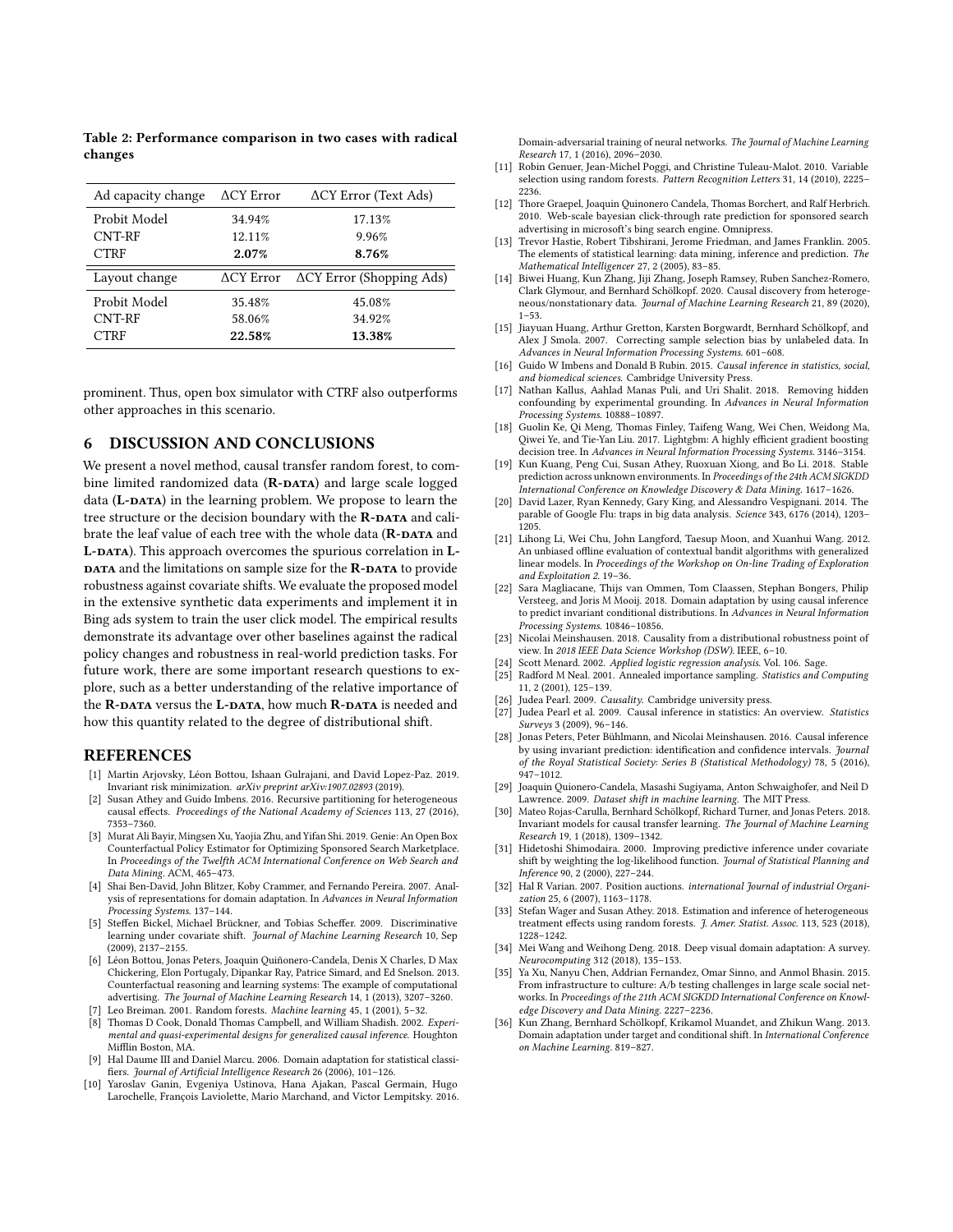**Table 2: Performance comparison in two cases with radical changes**

| Ad capacity change | ΔCY Error | ΔCY Error (Text Ads) |
|---|---|---|
| Probit Model | 34.94% | 17.13% |
| CNT-RF | 12.11% | 9.96% |
| CTRF | **2.07%** | **8.76%** |
| Layout change | ΔCY Error | ΔCY Error (Shopping Ads) |
| Probit Model | 35.48% | 45.08% |
| CNT-RF | 58.06% | 34.92% |
| CTRF | **22.58%** | **13.38%** |

prominent. Thus, open box simulator with CTRF also outperforms other approaches in this scenario.

## 6 DISCUSSION AND CONCLUSIONS

We present a novel method, causal transfer random forest, to combine limited randomized data (**R-DATA**) and large scale logged data (**L-DATA**) in the learning problem. We propose to learn the tree structure or the decision boundary with the **R-DATA** and calibrate the leaf value of each tree with the whole data (**R-DATA** and **L-DATA**). This approach overcomes the spurious correlation in **L-DATA** and the limitations on sample size for the **R-DATA** to provide robustness against covariate shifts. We evaluate the proposed model in the extensive synthetic data experiments and implement it in Bing ads system to train the user click model. The empirical results demonstrate its advantage over other baselines against the radical policy changes and robustness in real-world prediction tasks. For future work, there are some important research questions to explore, such as a better understanding of the relative importance of the **R-DATA** versus the **L-DATA**, how much **R-DATA** is needed and how this quantity related to the degree of distributional shift.

## REFERENCES

- [1] Martin Arjovsky, Léon Bottou, Ishaan Gulrajani, and David Lopez-Paz. 2019. Invariant risk minimization. *arXiv preprint arXiv:1907.02893* (2019).
- [2] Susan Athey and Guido Imbens. 2016. Recursive partitioning for heterogeneous causal effects. *Proceedings of the National Academy of Sciences* 113, 27 (2016), 7353–7360.
- [3] Murat Ali Bayir, Mingsen Xu, Yaojia Zhu, and Yifan Shi. 2019. Genie: An Open Box Counterfactual Policy Estimator for Optimizing Sponsored Search Marketplace. In *Proceedings of the Twelfth ACM International Conference on Web Search and Data Mining*. ACM, 465–473.
- [4] Shai Ben-David, John Blitzer, Koby Crammer, and Fernando Pereira. 2007. Analysis of representations for domain adaptation. In *Advances in Neural Information Processing Systems*. 137–144.
- [5] Steffen Bickel, Michael Brückner, and Tobias Scheffer. 2009. Discriminative learning under covariate shift. *Journal of Machine Learning Research* 10, Sep (2009), 2137–2155.
- [6] Léon Bottou, Jonas Peters, Joaquin Quiñonero-Candela, Denis X Charles, D Max Chickering, Elon Portugaly, Dipankar Ray, Patrice Simard, and Ed Snelson. 2013. Counterfactual reasoning and learning systems: The example of computational advertising. *The Journal of Machine Learning Research* 14, 1 (2013), 3207–3260.
- [7] Leo Breiman. 2001. Random forests. *Machine learning* 45, 1 (2001), 5–32.
- [8] Thomas D Cook, Donald Thomas Campbell, and William Shadish. 2002. *Experimental and quasi-experimental designs for generalized causal inference.* Houghton Mifflin Boston, MA.
- [9] Hal Daume III and Daniel Marcu. 2006. Domain adaptation for statistical classifiers. *Journal of Artificial Intelligence Research* 26 (2006), 101–126.
- [10] Yaroslav Ganin, Evgeniya Ustinova, Hana Ajakan, Pascal Germain, Hugo Larochelle, François Laviolette, Mario Marchand, and Victor Lempitsky. 2016. Domain-adversarial training of neural networks. *The Journal of Machine Learning Research* 17, 1 (2016), 2096–2030.
- [11] Robin Genuer, Jean-Michel Poggi, and Christine Tuleau-Malot. 2010. Variable selection using random forests. *Pattern Recognition Letters* 31, 14 (2010), 2225–2236.
- [12] Thore Graepel, Joaquin Quinonero Candela, Thomas Borchert, and Ralf Herbrich. 2010. Web-scale bayesian click-through rate prediction for sponsored search advertising in microsoft's bing search engine. Omnipress.
- [13] Trevor Hastie, Robert Tibshirani, Jerome Friedman, and James Franklin. 2005. The elements of statistical learning: data mining, inference and prediction. *The Mathematical Intelligencer* 27, 2 (2005), 83–85.
- [14] Biwei Huang, Kun Zhang, Jiji Zhang, Joseph Ramsey, Ruben Sanchez-Romero, Clark Glymour, and Bernhard Schölkopf. 2020. Causal discovery from heterogeneous/nonstationary data. *Journal of Machine Learning Research* 21, 89 (2020), 1–53.
- [15] Jiayuan Huang, Arthur Gretton, Karsten Borgwardt, Bernhard Schölkopf, and Alex J Smola. 2007. Correcting sample selection bias by unlabeled data. In *Advances in Neural Information Processing Systems*. 601–608.
- [16] Guido W Imbens and Donald B Rubin. 2015. *Causal inference in statistics, social, and biomedical sciences*. Cambridge University Press.
- [17] Nathan Kallus, Aahlad Manas Puli, and Uri Shalit. 2018. Removing hidden confounding by experimental grounding. In *Advances in Neural Information Processing Systems*. 10888–10897.
- [18] Guolin Ke, Qi Meng, Thomas Finley, Taifeng Wang, Wei Chen, Weidong Ma, Qiwei Ye, and Tie-Yan Liu. 2017. Lightgbm: A highly efficient gradient boosting decision tree. In *Advances in Neural Information Processing Systems*. 3146–3154.
- [19] Kun Kuang, Peng Cui, Susan Athey, Ruoxuan Xiong, and Bo Li. 2018. Stable prediction across unknown environments. In *Proceedings of the 24th ACM SIGKDD International Conference on Knowledge Discovery & Data Mining*. 1617–1626.
- [20] David Lazer, Ryan Kennedy, Gary King, and Alessandro Vespignani. 2014. The parable of Google Flu: traps in big data analysis. *Science* 343, 6176 (2014), 1203–1205.
- [21] Lihong Li, Wei Chu, John Langford, Taesup Moon, and Xuanhui Wang. 2012. An unbiased offline evaluation of contextual bandit algorithms with generalized linear models. In *Proceedings of the Workshop on On-line Trading of Exploration and Exploitation 2*. 19–36.
- [22] Sara Magliacane, Thijs van Ommen, Tom Claassen, Stephan Bongers, Philip Versteeg, and Joris M Mooij. 2018. Domain adaptation by using causal inference to predict invariant conditional distributions. In *Advances in Neural Information Processing Systems*. 10846–10856.
- [23] Nicolai Meinshausen. 2018. Causality from a distributional robustness point of view. In *2018 IEEE Data Science Workshop (DSW)*. IEEE, 6–10.
- [24] Scott Menard. 2002. *Applied logistic regression analysis*. Vol. 106. Sage.
- [25] Radford M Neal. 2001. Annealed importance sampling. *Statistics and Computing* 11, 2 (2001), 125–139.
- [26] Judea Pearl. 2009. *Causality*. Cambridge university press.
- [27] Judea Pearl et al. 2009. Causal inference in statistics: An overview. *Statistics Surveys* 3 (2009), 96–146.
- [28] Jonas Peters, Peter Bühlmann, and Nicolai Meinshausen. 2016. Causal inference by using invariant prediction: identification and confidence intervals. *Journal of the Royal Statistical Society: Series B (Statistical Methodology)* 78, 5 (2016), 947–1012.
- [29] Joaquin Quionero-Candela, Masashi Sugiyama, Anton Schwaighofer, and Neil D Lawrence. 2009. *Dataset shift in machine learning*. The MIT Press.
- [30] Mateo Rojas-Carulla, Bernhard Schölkopf, Richard Turner, and Jonas Peters. 2018. Invariant models for causal transfer learning. *The Journal of Machine Learning Research* 19, 1 (2018), 1309–1342.
- [31] Hidetoshi Shimodaira. 2000. Improving predictive inference under covariate shift by weighting the log-likelihood function. *Journal of Statistical Planning and Inference* 90, 2 (2000), 227–244.
- [32] Hal R Varian. 2007. Position auctions. *international Journal of industrial Organization* 25, 6 (2007), 1163–1178.
- [33] Stefan Wager and Susan Athey. 2018. Estimation and inference of heterogeneous treatment effects using random forests. *J. Amer. Statist. Assoc.* 113, 523 (2018), 1228–1242.
- [34] Mei Wang and Weihong Deng. 2018. Deep visual domain adaptation: A survey. *Neurocomputing* 312 (2018), 135–153.
- [35] Ya Xu, Nanyu Chen, Addrian Fernandez, Omar Sinno, and Anmol Bhasin. 2015. From infrastructure to culture: A/b testing challenges in large scale social networks. In *Proceedings of the 21th ACM SIGKDD International Conference on Knowledge Discovery and Data Mining*. 2227–2236.
- [36] Kun Zhang, Bernhard Schölkopf, Krikamol Muandet, and Zhikun Wang. 2013. Domain adaptation under target and conditional shift. In *International Conference on Machine Learning*. 819–827.